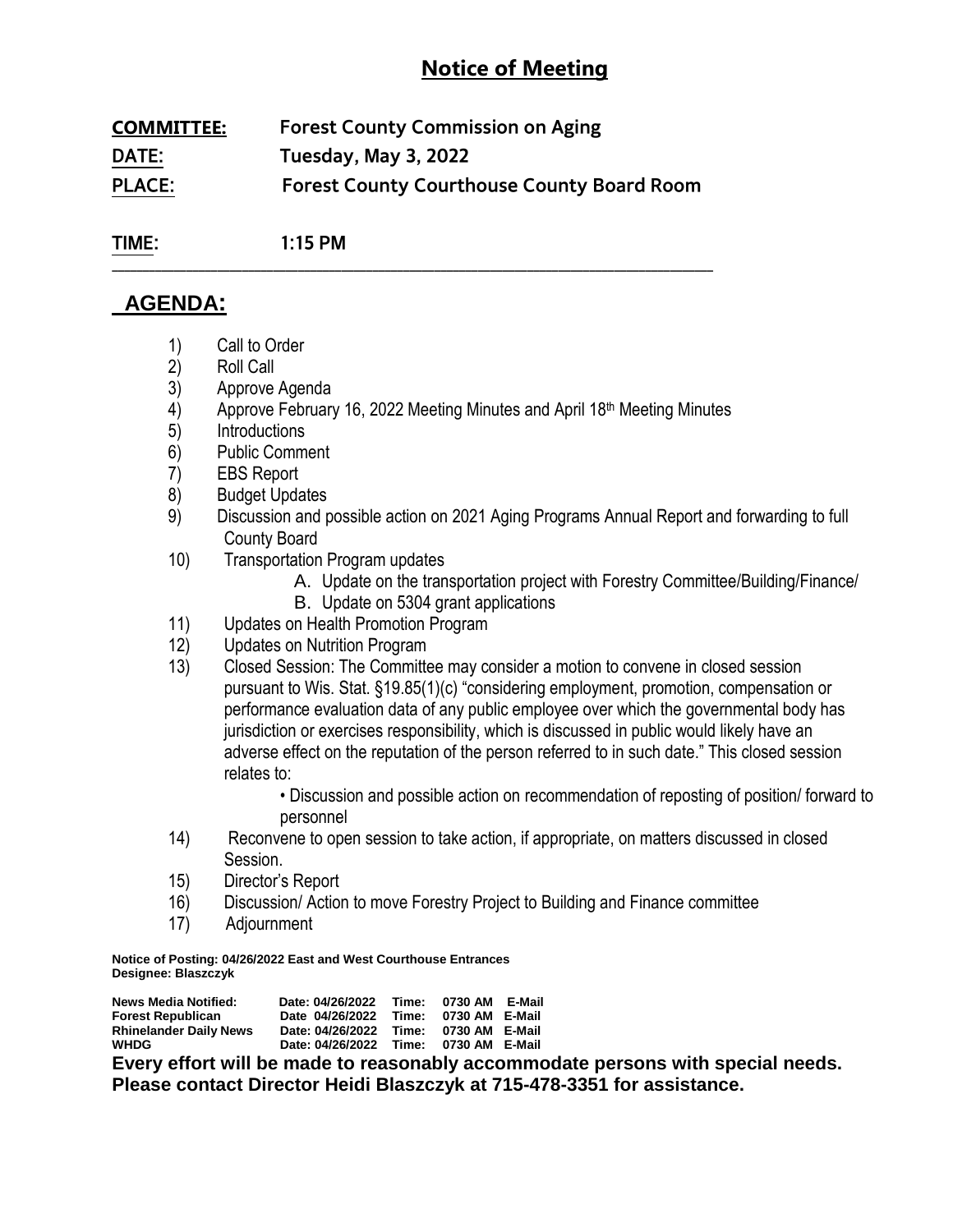# Notice of Meeting

**COMMITTEE:** Forest County Commission on Aging

**DATE:** Tuesday, May 3, 2022

**PLACE:** Forest County Courthouse County Board Room

**TIME:** 1:15 PM

---

## AGENDA:

1) Call to Order
2) Roll Call
3) Approve Agenda
4) Approve February 16, 2022 Meeting Minutes and April 18th Meeting Minutes
5) Introductions
6) Public Comment
7) EBS Report
8) Budget Updates
9) Discussion and possible action on 2021 Aging Programs Annual Report and forwarding to full County Board
10) Transportation Program updates
    - A. Update on the transportation project with Forestry Committee/Building/Finance/
    - B. Update on 5304 grant applications
11) Updates on Health Promotion Program
12) Updates on Nutrition Program
13) Closed Session: The Committee may consider a motion to convene in closed session pursuant to Wis. Stat. §19.85(1)(c) "considering employment, promotion, compensation or performance evaluation data of any public employee over which the governmental body has jurisdiction or exercises responsibility, which is discussed in public would likely have an adverse effect on the reputation of the person referred to in such date." This closed session relates to:
    - Discussion and possible action on recommendation of reposting of position/ forward to personnel
14) Reconvene to open session to take action, if appropriate, on matters discussed in closed Session.
15) Director's Report
16) Discussion/ Action to move Forestry Project to Building and Finance committee
17) Adjournment

**Notice of Posting: 04/26/2022 East and West Courthouse Entrances**
**Designee: Blaszczyk**

| News Media Notified: | Date: 04/26/2022 | Time: | 0730 AM | E-Mail |
|---|---|---|---|---|
| Forest Republican | Date 04/26/2022 | Time: | 0730 AM | E-Mail |
| Rhinelander Daily News | Date: 04/26/2022 | Time: | 0730 AM | E-Mail |
| WHDG | Date: 04/26/2022 | Time: | 0730 AM | E-Mail |

**Every effort will be made to reasonably accommodate persons with special needs. Please contact Director Heidi Blaszczyk at 715-478-3351 for assistance.**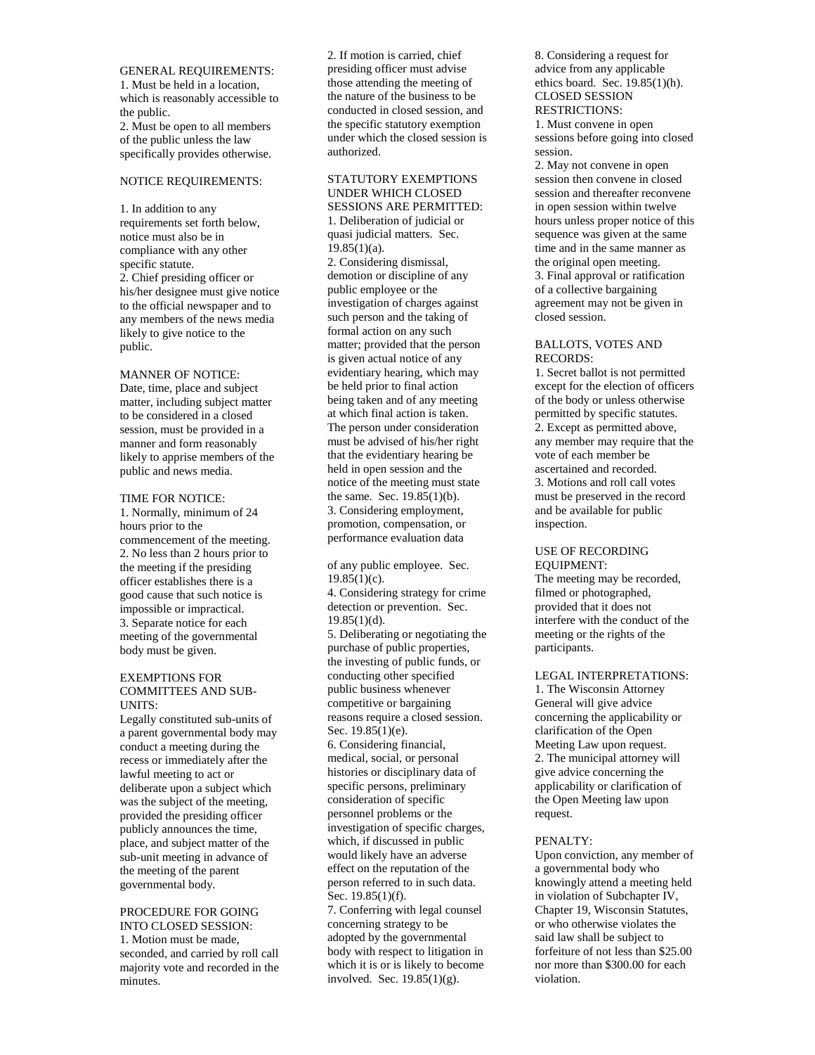GENERAL REQUIREMENTS:
1. Must be held in a location, which is reasonably accessible to the public.
2. Must be open to all members of the public unless the law specifically provides otherwise.

NOTICE REQUIREMENTS:

1. In addition to any requirements set forth below, notice must also be in compliance with any other specific statute.
2. Chief presiding officer or his/her designee must give notice to the official newspaper and to any members of the news media likely to give notice to the public.

MANNER OF NOTICE:
Date, time, place and subject matter, including subject matter to be considered in a closed session, must be provided in a manner and form reasonably likely to apprise members of the public and news media.

TIME FOR NOTICE:
1. Normally, minimum of 24 hours prior to the commencement of the meeting.
2. No less than 2 hours prior to the meeting if the presiding officer establishes there is a good cause that such notice is impossible or impractical.
3. Separate notice for each meeting of the governmental body must be given.

EXEMPTIONS FOR COMMITTEES AND SUB-UNITS:
Legally constituted sub-units of a parent governmental body may conduct a meeting during the recess or immediately after the lawful meeting to act or deliberate upon a subject which was the subject of the meeting, provided the presiding officer publicly announces the time, place, and subject matter of the sub-unit meeting in advance of the meeting of the parent governmental body.

PROCEDURE FOR GOING INTO CLOSED SESSION:
1. Motion must be made, seconded, and carried by roll call majority vote and recorded in the minutes.
2. If motion is carried, chief presiding officer must advise those attending the meeting of the nature of the business to be conducted in closed session, and the specific statutory exemption under which the closed session is authorized.

STATUTORY EXEMPTIONS UNDER WHICH CLOSED SESSIONS ARE PERMITTED:
1. Deliberation of judicial or quasi judicial matters. Sec. 19.85(1)(a).
2. Considering dismissal, demotion or discipline of any public employee or the investigation of charges against such person and the taking of formal action on any such matter; provided that the person is given actual notice of any evidentiary hearing, which may be held prior to final action being taken and of any meeting at which final action is taken. The person under consideration must be advised of his/her right that the evidentiary hearing be held in open session and the notice of the meeting must state the same. Sec. 19.85(1)(b).
3. Considering employment, promotion, compensation, or performance evaluation data of any public employee. Sec. 19.85(1)(c).
4. Considering strategy for crime detection or prevention. Sec. 19.85(1)(d).
5. Deliberating or negotiating the purchase of public properties, the investing of public funds, or conducting other specified public business whenever competitive or bargaining reasons require a closed session. Sec. 19.85(1)(e).
6. Considering financial, medical, social, or personal histories or disciplinary data of specific persons, preliminary consideration of specific personnel problems or the investigation of specific charges, which, if discussed in public would likely have an adverse effect on the reputation of the person referred to in such data. Sec. 19.85(1)(f).
7. Conferring with legal counsel concerning strategy to be adopted by the governmental body with respect to litigation in which it is or is likely to become involved. Sec. 19.85(1)(g).
8. Considering a request for advice from any applicable ethics board. Sec. 19.85(1)(h).

CLOSED SESSION RESTRICTIONS:
1. Must convene in open sessions before going into closed session.
2. May not convene in open session then convene in closed session and thereafter reconvene in open session within twelve hours unless proper notice of this sequence was given at the same time and in the same manner as the original open meeting.
3. Final approval or ratification of a collective bargaining agreement may not be given in closed session.

BALLOTS, VOTES AND RECORDS:
1. Secret ballot is not permitted except for the election of officers of the body or unless otherwise permitted by specific statutes.
2. Except as permitted above, any member may require that the vote of each member be ascertained and recorded.
3. Motions and roll call votes must be preserved in the record and be available for public inspection.

USE OF RECORDING EQUIPMENT:
The meeting may be recorded, filmed or photographed, provided that it does not interfere with the conduct of the meeting or the rights of the participants.

LEGAL INTERPRETATIONS:
1. The Wisconsin Attorney General will give advice concerning the applicability or clarification of the Open Meeting Law upon request.
2. The municipal attorney will give advice concerning the applicability or clarification of the Open Meeting law upon request.

PENALTY:
Upon conviction, any member of a governmental body who knowingly attend a meeting held in violation of Subchapter IV, Chapter 19, Wisconsin Statutes, or who otherwise violates the said law shall be subject to forfeiture of not less than $25.00 nor more than $300.00 for each violation.